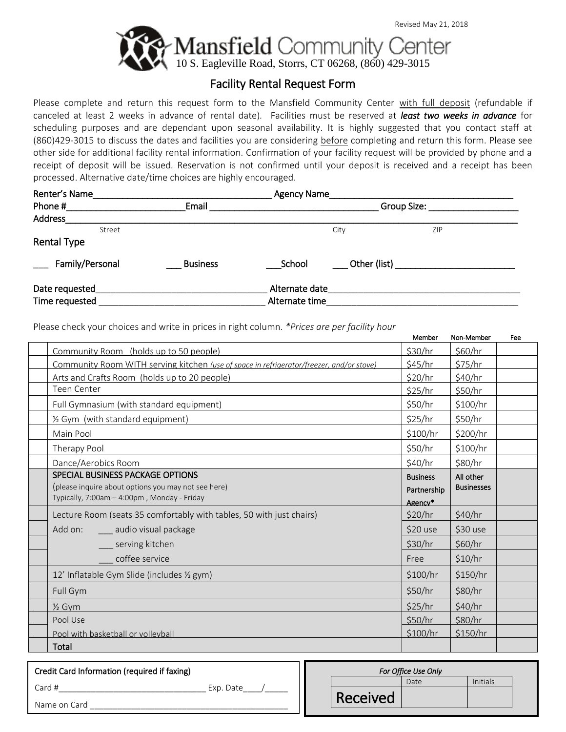Revised May 21, 2018

# Mansfield Community Center

10 S. Eagleville Road, Storrs, CT 06268, (860) 429-3015

## Facility Rental Request Form

Please complete and return this request form to the Mansfield Community Center with full deposit (refundable if canceled at least 2 weeks in advance of rental date). Facilities must be reserved at ***least two weeks in advance*** for scheduling purposes and are dependant upon seasonal availability. It is highly suggested that you contact staff at (860)429-3015 to discuss the dates and facilities you are considering before completing and return this form. Please see other side for additional facility rental information. Confirmation of your facility request will be provided by phone and a receipt of deposit will be issued. Reservation is not confirmed until your deposit is received and a receipt has been processed. Alternative date/time choices are highly encouraged.

Renter's Name____________________________________ Agency Name____________________________________

Phone #________________________Email __________________________________ Group Size: __________________

Address_____________________________________________________________________________________________

Street City ZIP

### Rental Type

___ Family/Personal ___ Business ___School ___ Other (list) _________________________

Date requested__________________________________ Alternate date______________________________________

Time requested _________________________________ Alternate time______________________________________

Please check your choices and write in prices in right column. *\*Prices are per facility hour*

| | | Member | Non-Member | Fee |
|---|---|---|---|---|
| | Community Room (holds up to 50 people) | $30/hr | $60/hr | |
| | Community Room WITH serving kitchen *(use of space in refrigerator/freezer, and/or stove)* | $45/hr | $75/hr | |
| | Arts and Crafts Room (holds up to 20 people) | $20/hr | $40/hr | |
| | Teen Center | $25/hr | $50/hr | |
| | Full Gymnasium (with standard equipment) | $50/hr | $100/hr | |
| | ½ Gym (with standard equipment) | $25/hr | $50/hr | |
| | Main Pool | $100/hr | $200/hr | |
| | Therapy Pool | $50/hr | $100/hr | |
| | Dance/Aerobics Room | $40/hr | $80/hr | |
| | SPECIAL BUSINESS PACKAGE OPTIONS (please inquire about options you may not see here) Typically, 7:00am – 4:00pm , Monday - Friday | Business Partnership Agency* | All other Businesses | |
| | Lecture Room (seats 35 comfortably with tables, 50 with just chairs) | $20/hr | $40/hr | |
| | Add on: ___ audio visual package | $20 use | $30 use | |
| | ___ serving kitchen | $30/hr | $60/hr | |
| | ___ coffee service | Free | $10/hr | |
| | 12' Inflatable Gym Slide (includes ½ gym) | $100/hr | $150/hr | |
| | Full Gym | $50/hr | $80/hr | |
| | ½ Gym | $25/hr | $40/hr | |
| | Pool Use | $50/hr | $80/hr | |
| | Pool with basketball or volleyball | $100/hr | $150/hr | |
| | **Total** | | | |

**Credit Card Information (required if faxing)**

Card #________________________________ Exp. Date____/_____

Name on Card ___________________________________________

*For Office Use Only*

| | Date | Initials |
|---|---|---|
| Received | | |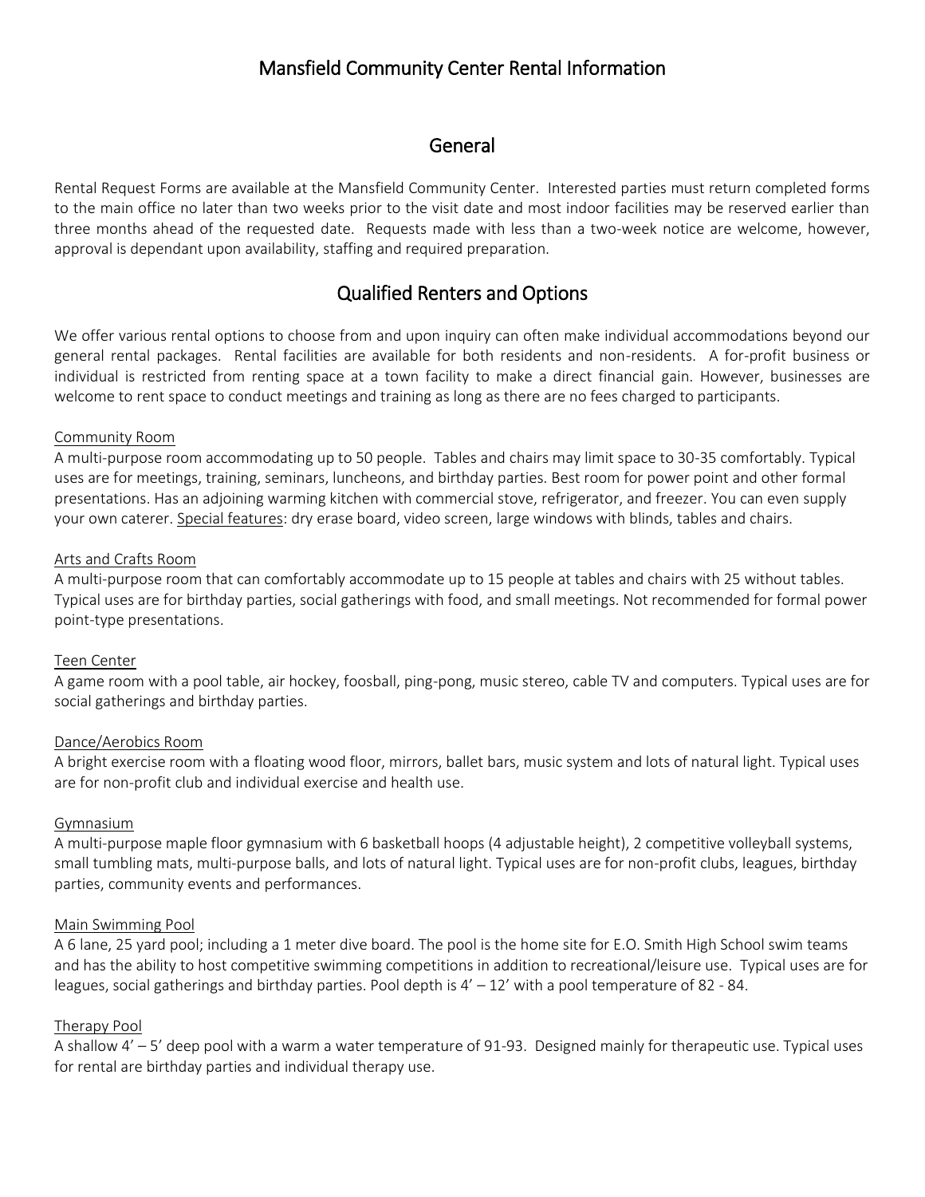# Mansfield Community Center Rental Information

## General

Rental Request Forms are available at the Mansfield Community Center. Interested parties must return completed forms to the main office no later than two weeks prior to the visit date and most indoor facilities may be reserved earlier than three months ahead of the requested date. Requests made with less than a two-week notice are welcome, however, approval is dependant upon availability, staffing and required preparation.

## Qualified Renters and Options

We offer various rental options to choose from and upon inquiry can often make individual accommodations beyond our general rental packages. Rental facilities are available for both residents and non-residents. A for-profit business or individual is restricted from renting space at a town facility to make a direct financial gain. However, businesses are welcome to rent space to conduct meetings and training as long as there are no fees charged to participants.

<u>Community Room</u>

A multi-purpose room accommodating up to 50 people. Tables and chairs may limit space to 30-35 comfortably. Typical uses are for meetings, training, seminars, luncheons, and birthday parties. Best room for power point and other formal presentations. Has an adjoining warming kitchen with commercial stove, refrigerator, and freezer. You can even supply your own caterer. <u>Special features</u>: dry erase board, video screen, large windows with blinds, tables and chairs.

<u>Arts and Crafts Room</u>

A multi-purpose room that can comfortably accommodate up to 15 people at tables and chairs with 25 without tables. Typical uses are for birthday parties, social gatherings with food, and small meetings. Not recommended for formal power point-type presentations.

<u>Teen Center</u>

A game room with a pool table, air hockey, foosball, ping-pong, music stereo, cable TV and computers. Typical uses are for social gatherings and birthday parties.

<u>Dance/Aerobics Room</u>

A bright exercise room with a floating wood floor, mirrors, ballet bars, music system and lots of natural light. Typical uses are for non-profit club and individual exercise and health use.

<u>Gymnasium</u>

A multi-purpose maple floor gymnasium with 6 basketball hoops (4 adjustable height), 2 competitive volleyball systems, small tumbling mats, multi-purpose balls, and lots of natural light. Typical uses are for non-profit clubs, leagues, birthday parties, community events and performances.

<u>Main Swimming Pool</u>

A 6 lane, 25 yard pool; including a 1 meter dive board. The pool is the home site for E.O. Smith High School swim teams and has the ability to host competitive swimming competitions in addition to recreational/leisure use. Typical uses are for leagues, social gatherings and birthday parties. Pool depth is 4' – 12' with a pool temperature of 82 - 84.

<u>Therapy Pool</u>

A shallow 4' – 5' deep pool with a warm a water temperature of 91-93. Designed mainly for therapeutic use. Typical uses for rental are birthday parties and individual therapy use.